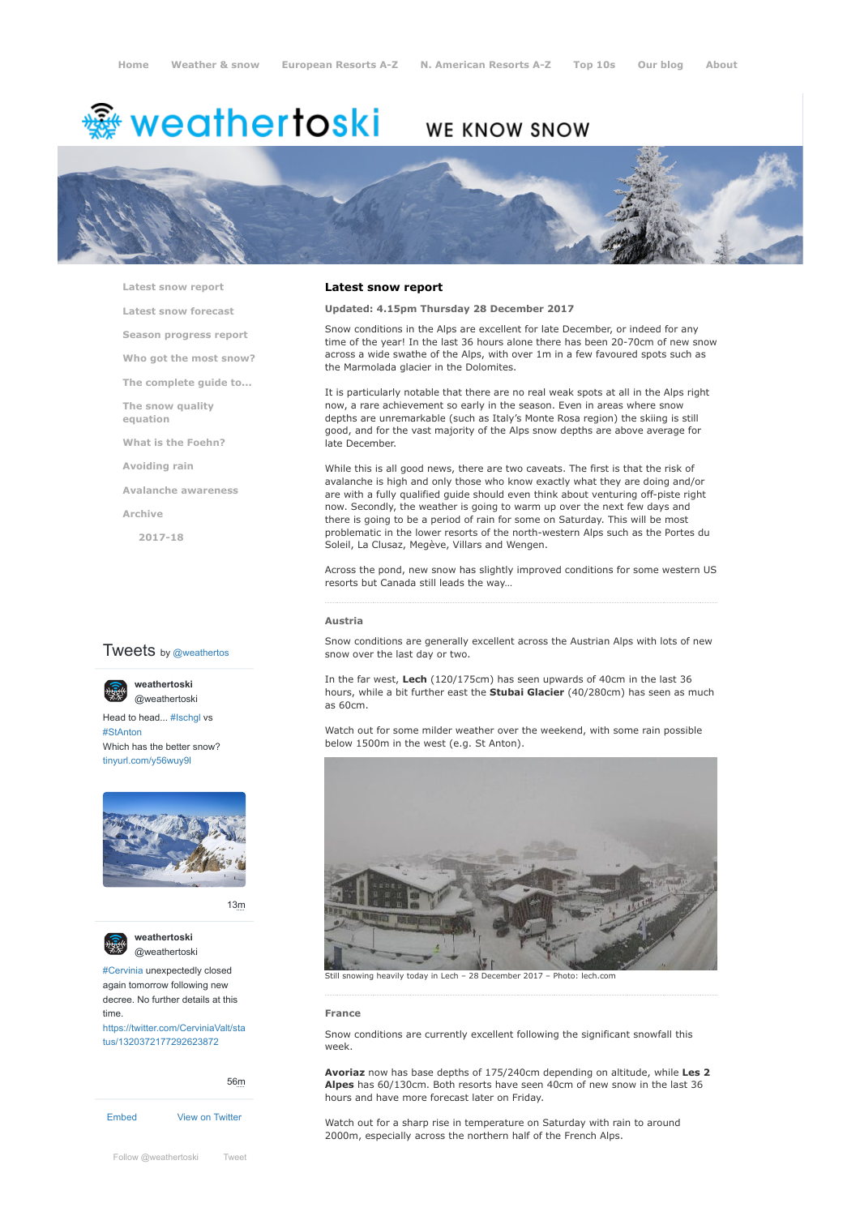Home | Weather & snow | European Resorts A-Z | N. American Resorts A-Z | Top 10s | Our blog | About

# weathertoski

WE KNOW SNOW

- Latest snow report
- Latest snow forecast
- Season progress report
- Who got the most snow?
- The complete guide to...
- The snow quality equation
- What is the Foehn?
- Avoiding rain
- Avalanche awareness
- Archive
  - 2017-18

## Latest snow report

**Updated: 4.15pm Thursday 28 December 2017**

Snow conditions in the Alps are excellent for late December, or indeed for any time of the year! In the last 36 hours alone there has been 20-70cm of new snow across a wide swathe of the Alps, with over 1m in a few favoured spots such as the Marmolada glacier in the Dolomites.

It is particularly notable that there are no real weak spots at all in the Alps right now, a rare achievement so early in the season. Even in areas where snow depths are unremarkable (such as Italy's Monte Rosa region) the skiing is still good, and for the vast majority of the Alps snow depths are above average for late December.

While this is all good news, there are two caveats. The first is that the risk of avalanche is high and only those who know exactly what they are doing and/or are with a fully qualified guide should even think about venturing off-piste right now. Secondly, the weather is going to warm up over the next few days and there is going to be a period of rain for some on Saturday. This will be most problematic in the lower resorts of the north-western Alps such as the Portes du Soleil, La Clusaz, Megève, Villars and Wengen.

Across the pond, new snow has slightly improved conditions for some western US resorts but Canada still leads the way…

### Austria

Snow conditions are generally excellent across the Austrian Alps with lots of new snow over the last day or two.

In the far west, **Lech** (120/175cm) has seen upwards of 40cm in the last 36 hours, while a bit further east the **Stubai Glacier** (40/280cm) has seen as much as 60cm.

Watch out for some milder weather over the weekend, with some rain possible below 1500m in the west (e.g. St Anton).

Still snowing heavily today in Lech – 28 December 2017 – Photo: lech.com

### France

Snow conditions are currently excellent following the significant snowfall this week.

**Avoriaz** now has base depths of 175/240cm depending on altitude, while **Les 2 Alpes** has 60/130cm. Both resorts have seen 40cm of new snow in the last 36 hours and have more forecast later on Friday.

Watch out for a sharp rise in temperature on Saturday with rain to around 2000m, especially across the northern half of the French Alps.

Tweets by @weathertos

**weathertoski** @weathertoski

Head to head... #Ischgl vs #StAnton
Which has the better snow?
tinyurl.com/y56wuy9l

13m

**weathertoski** @weathertoski

#Cervinia unexpectedly closed again tomorrow following new decree. No further details at this time.
https://twitter.com/CerviniaValt/status/1320372177292623872

56m

Embed | View on Twitter

Follow @weathertoski | Tweet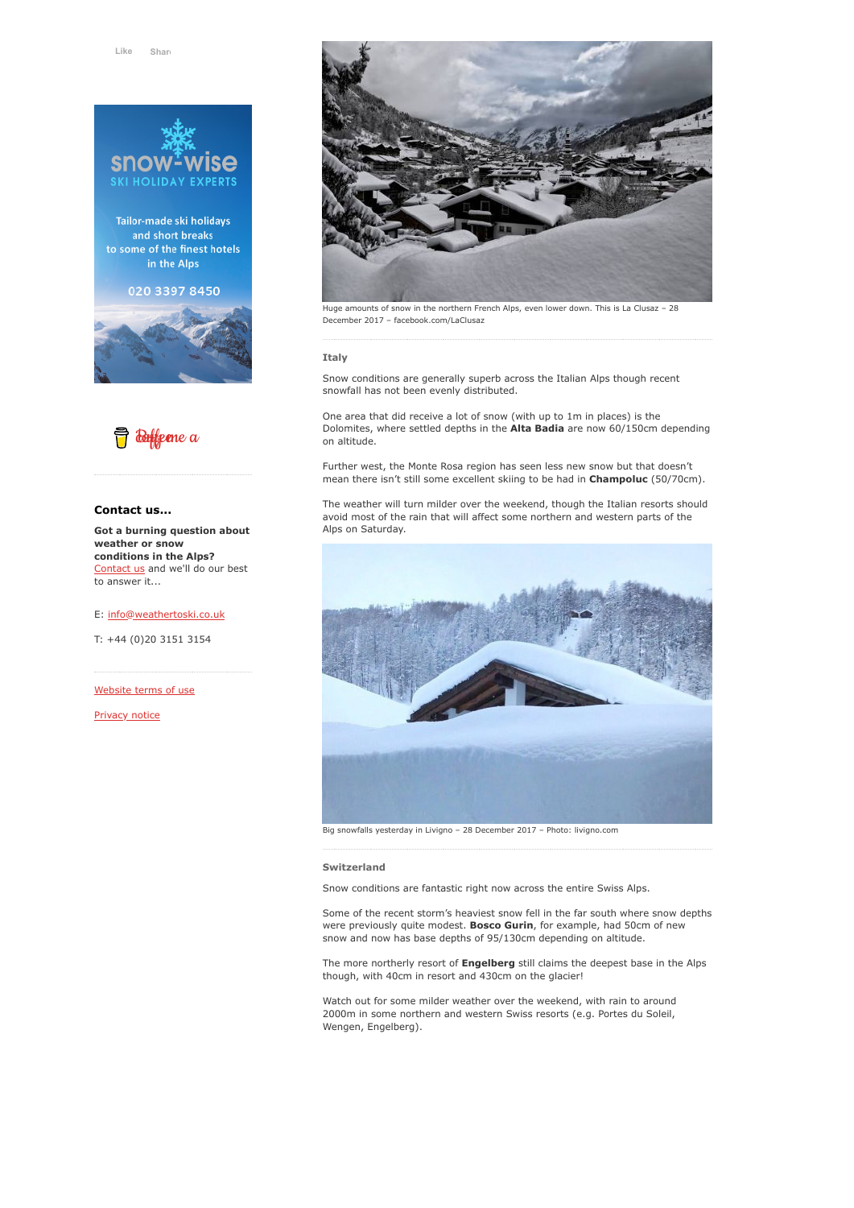Like Share

Tailor-made ski holidays and short breaks to some of the finest hotels in the Alps

020 3397 8450

## Contact us...

**Got a burning question about weather or snow conditions in the Alps?** Contact us and we'll do our best to answer it...

E: info@weathertoski.co.uk

T: +44 (0)20 3151 3154

Website terms of use

Privacy notice

Huge amounts of snow in the northern French Alps, even lower down. This is La Clusaz – 28 December 2017 – facebook.com/LaClusaz

### Italy

Snow conditions are generally superb across the Italian Alps though recent snowfall has not been evenly distributed.

One area that did receive a lot of snow (with up to 1m in places) is the Dolomites, where settled depths in the **Alta Badia** are now 60/150cm depending on altitude.

Further west, the Monte Rosa region has seen less new snow but that doesn't mean there isn't still some excellent skiing to be had in **Champoluc** (50/70cm).

The weather will turn milder over the weekend, though the Italian resorts should avoid most of the rain that will affect some northern and western parts of the Alps on Saturday.

Big snowfalls yesterday in Livigno – 28 December 2017 – Photo: livigno.com

### Switzerland

Snow conditions are fantastic right now across the entire Swiss Alps.

Some of the recent storm's heaviest snow fell in the far south where snow depths were previously quite modest. **Bosco Gurin**, for example, had 50cm of new snow and now has base depths of 95/130cm depending on altitude.

The more northerly resort of **Engelberg** still claims the deepest base in the Alps though, with 40cm in resort and 430cm on the glacier!

Watch out for some milder weather over the weekend, with rain to around 2000m in some northern and western Swiss resorts (e.g. Portes du Soleil, Wengen, Engelberg).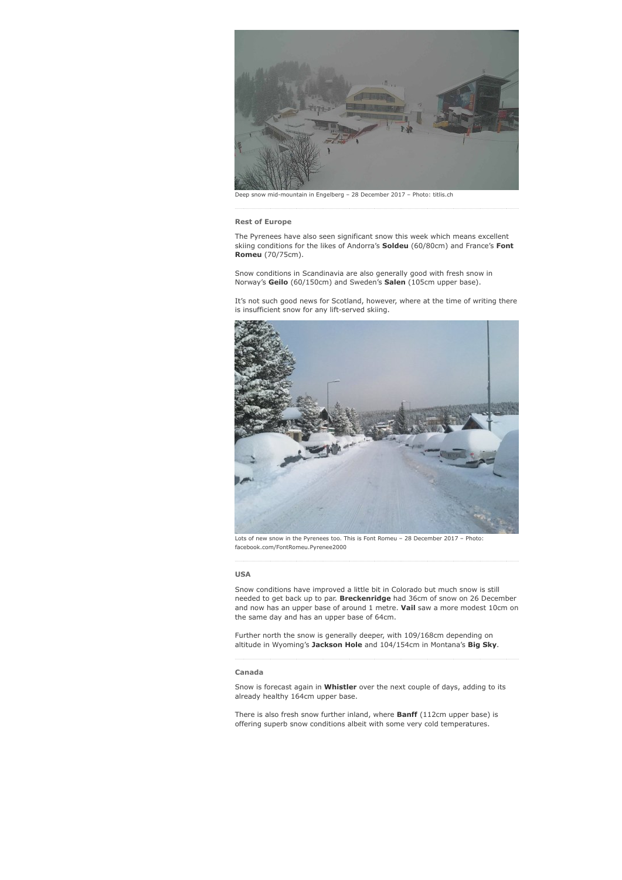Deep snow mid-mountain in Engelberg – 28 December 2017 – Photo: titlis.ch

### Rest of Europe

The Pyrenees have also seen significant snow this week which means excellent skiing conditions for the likes of Andorra's **Soldeu** (60/80cm) and France's **Font Romeu** (70/75cm).

Snow conditions in Scandinavia are also generally good with fresh snow in Norway's **Geilo** (60/150cm) and Sweden's **Salen** (105cm upper base).

It's not such good news for Scotland, however, where at the time of writing there is insufficient snow for any lift-served skiing.

Lots of new snow in the Pyrenees too. This is Font Romeu – 28 December 2017 – Photo: facebook.com/FontRomeu.Pyrenee2000

### USA

Snow conditions have improved a little bit in Colorado but much snow is still needed to get back up to par. **Breckenridge** had 36cm of snow on 26 December and now has an upper base of around 1 metre. **Vail** saw a more modest 10cm on the same day and has an upper base of 64cm.

Further north the snow is generally deeper, with 109/168cm depending on altitude in Wyoming's **Jackson Hole** and 104/154cm in Montana's **Big Sky**.

### Canada

Snow is forecast again in **Whistler** over the next couple of days, adding to its already healthy 164cm upper base.

There is also fresh snow further inland, where **Banff** (112cm upper base) is offering superb snow conditions albeit with some very cold temperatures.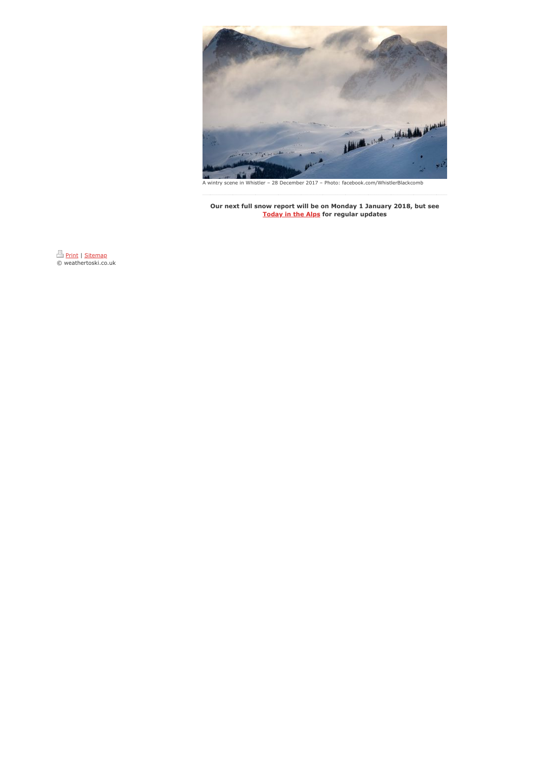A wintry scene in Whistler – 28 December 2017 – Photo: facebook.com/WhistlerBlackcomb

**Our next full snow report will be on Monday 1 January 2018, but see Today in the Alps for regular updates**

Print | Sitemap
© weathertoski.co.uk